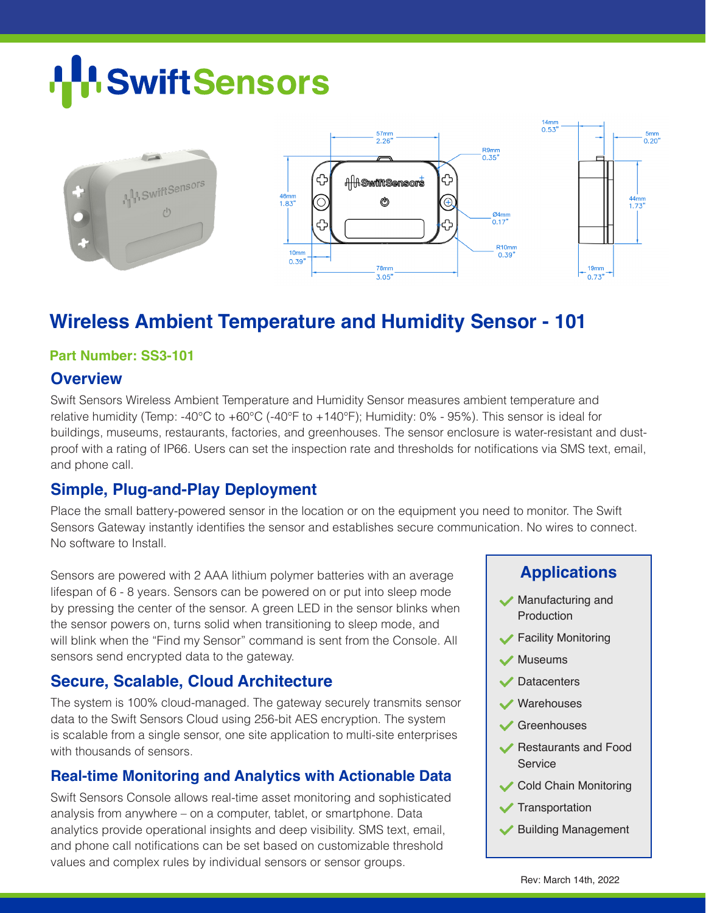# SwiftSensors

## Wireless Ambient Temperature and Humidity Sensor - 101

**Part Number: SS3-101**

### Overview

Swift Sensors Wireless Ambient Temperature and Humidity Sensor measures ambient temperature and relative humidity (Temp: -40°C to +60°C (-40°F to +140°F); Humidity: 0% - 95%). This sensor is ideal for buildings, museums, restaurants, factories, and greenhouses. The sensor enclosure is water-resistant and dust-proof with a rating of IP66. Users can set the inspection rate and thresholds for notifications via SMS text, email, and phone call.

### Simple, Plug-and-Play Deployment

Place the small battery-powered sensor in the location or on the equipment you need to monitor. The Swift Sensors Gateway instantly identifies the sensor and establishes secure communication. No wires to connect. No software to Install.

Sensors are powered with 2 AAA lithium polymer batteries with an average lifespan of 6 - 8 years. Sensors can be powered on or put into sleep mode by pressing the center of the sensor. A green LED in the sensor blinks when the sensor powers on, turns solid when transitioning to sleep mode, and will blink when the "Find my Sensor" command is sent from the Console. All sensors send encrypted data to the gateway.

### Secure, Scalable, Cloud Architecture

The system is 100% cloud-managed. The gateway securely transmits sensor data to the Swift Sensors Cloud using 256-bit AES encryption. The system is scalable from a single sensor, one site application to multi-site enterprises with thousands of sensors.

### Real-time Monitoring and Analytics with Actionable Data

Swift Sensors Console allows real-time asset monitoring and sophisticated analysis from anywhere – on a computer, tablet, or smartphone. Data analytics provide operational insights and deep visibility. SMS text, email, and phone call notifications can be set based on customizable threshold values and complex rules by individual sensors or sensor groups.

### Applications

- Manufacturing and Production
- Facility Monitoring
- Museums
- Datacenters
- Warehouses
- Greenhouses
- Restaurants and Food Service
- Cold Chain Monitoring
- Transportation
- Building Management

Rev: March 14th, 2022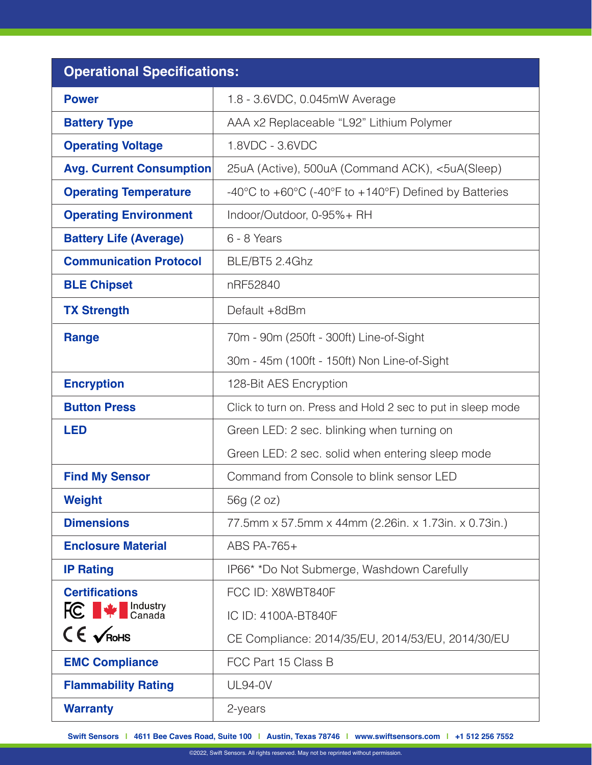| Operational Specifications: | |
|---|---|
| **Power** | 1.8 - 3.6VDC, 0.045mW Average |
| **Battery Type** | AAA x2 Replaceable “L92” Lithium Polymer |
| **Operating Voltage** | 1.8VDC - 3.6VDC |
| **Avg. Current Consumption** | 25uA (Active), 500uA (Command ACK), <5uA(Sleep) |
| **Operating Temperature** | -40°C to +60°C (-40°F to +140°F) Defined by Batteries |
| **Operating Environment** | Indoor/Outdoor, 0-95%+ RH |
| **Battery Life (Average)** | 6 - 8 Years |
| **Communication Protocol** | BLE/BT5 2.4Ghz |
| **BLE Chipset** | nRF52840 |
| **TX Strength** | Default +8dBm |
| **Range** | 70m - 90m (250ft - 300ft) Line-of-Sight<br>30m - 45m (100ft - 150ft) Non Line-of-Sight |
| **Encryption** | 128-Bit AES Encryption |
| **Button Press** | Click to turn on. Press and Hold 2 sec to put in sleep mode |
| **LED** | Green LED: 2 sec. blinking when turning on<br>Green LED: 2 sec. solid when entering sleep mode |
| **Find My Sensor** | Command from Console to blink sensor LED |
| **Weight** | 56g (2 oz) |
| **Dimensions** | 77.5mm x 57.5mm x 44mm (2.26in. x 1.73in. x 0.73in.) |
| **Enclosure Material** | ABS PA-765+ |
| **IP Rating** | IP66* *Do Not Submerge, Washdown Carefully |
| **Certifications**<br>FC, Industry Canada, CE, RoHS | FCC ID: X8WBT840F<br>IC ID: 4100A-BT840F<br>CE Compliance: 2014/35/EU, 2014/53/EU, 2014/30/EU |
| **EMC Compliance** | FCC Part 15 Class B |
| **Flammability Rating** | UL94-0V |
| **Warranty** | 2-years |

Swift Sensors | 4611 Bee Caves Road, Suite 100 | Austin, Texas 78746 | www.swiftsensors.com | +1 512 256 7552

©2022, Swift Sensors. All rights reserved. May not be reprinted without permission.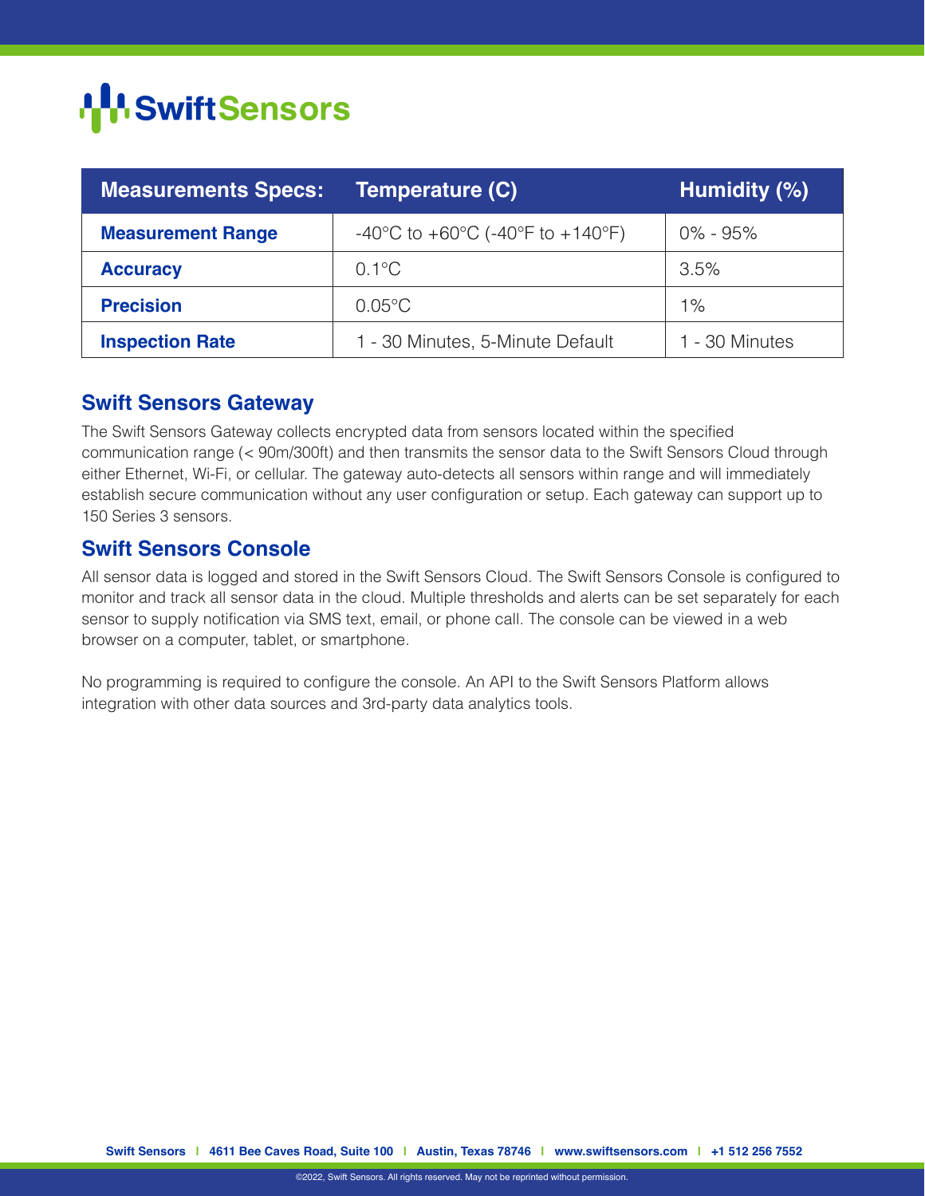# SwiftSensors

| Measurements Specs: | Temperature (C) | Humidity (%) |
|---|---|---|
| **Measurement Range** | -40°C to +60°C (-40°F to +140°F) | 0% - 95% |
| **Accuracy** | 0.1°C | 3.5% |
| **Precision** | 0.05°C | 1% |
| **Inspection Rate** | 1 - 30 Minutes, 5-Minute Default | 1 - 30 Minutes |

## Swift Sensors Gateway

The Swift Sensors Gateway collects encrypted data from sensors located within the specified communication range (< 90m/300ft) and then transmits the sensor data to the Swift Sensors Cloud through either Ethernet, Wi-Fi, or cellular. The gateway auto-detects all sensors within range and will immediately establish secure communication without any user configuration or setup. Each gateway can support up to 150 Series 3 sensors.

## Swift Sensors Console

All sensor data is logged and stored in the Swift Sensors Cloud. The Swift Sensors Console is configured to monitor and track all sensor data in the cloud. Multiple thresholds and alerts can be set separately for each sensor to supply notification via SMS text, email, or phone call. The console can be viewed in a web browser on a computer, tablet, or smartphone.

No programming is required to configure the console. An API to the Swift Sensors Platform allows integration with other data sources and 3rd-party data analytics tools.

**Swift Sensors | 4611 Bee Caves Road, Suite 100 | Austin, Texas 78746 | www.swiftsensors.com | +1 512 256 7552**

©2022, Swift Sensors. All rights reserved. May not be reprinted without permission.